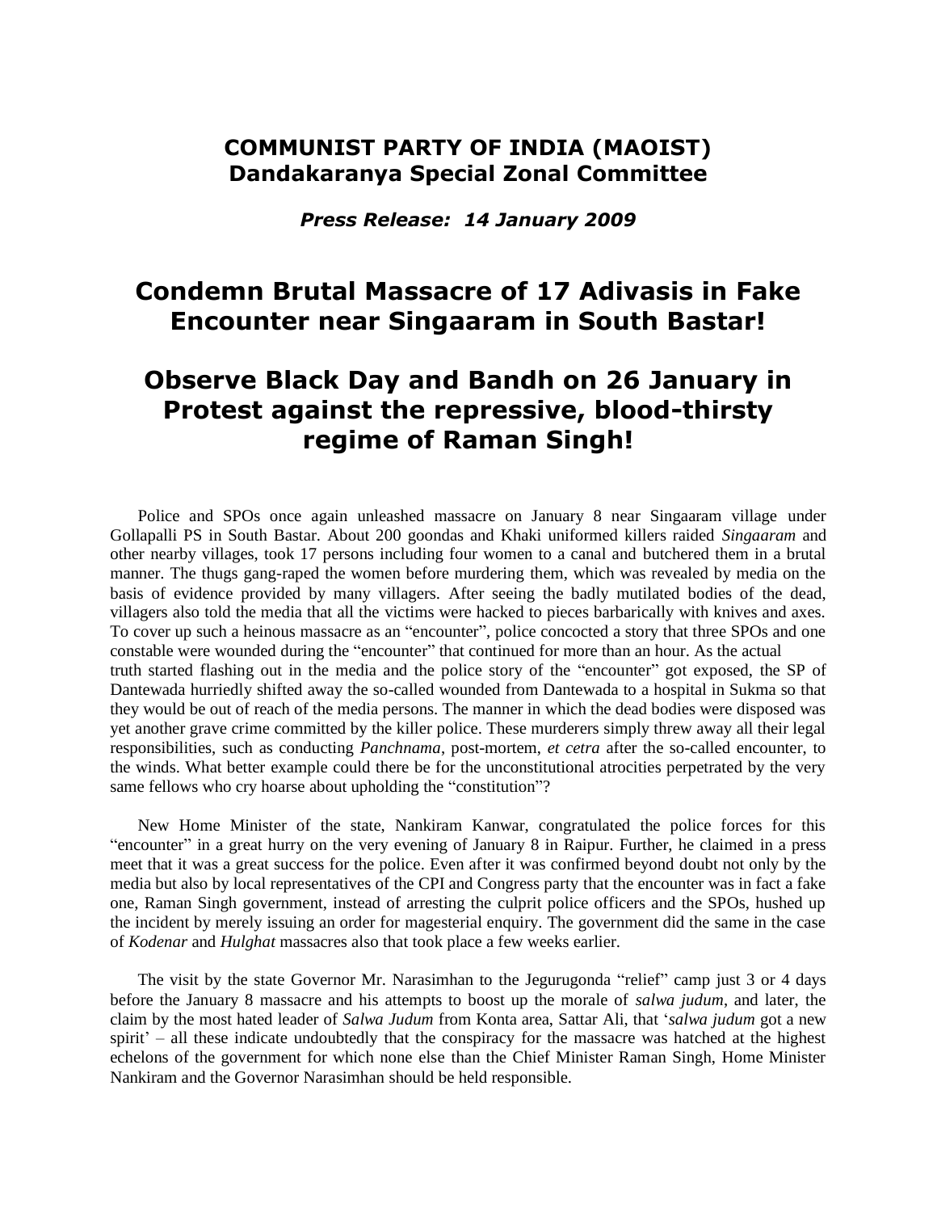## COMMUNIST PARTY OF INDIA (MAOIST)
## Dandakaranya Special Zonal Committee

***Press Release: 14 January 2009***

# Condemn Brutal Massacre of 17 Adivasis in Fake Encounter near Singaaram in South Bastar!

# Observe Black Day and Bandh on 26 January in Protest against the repressive, blood-thirsty regime of Raman Singh!

Police and SPOs once again unleashed massacre on January 8 near Singaaram village under Gollapalli PS in South Bastar. About 200 goondas and Khaki uniformed killers raided *Singaaram* and other nearby villages, took 17 persons including four women to a canal and butchered them in a brutal manner. The thugs gang-raped the women before murdering them, which was revealed by media on the basis of evidence provided by many villagers. After seeing the badly mutilated bodies of the dead, villagers also told the media that all the victims were hacked to pieces barbarically with knives and axes. To cover up such a heinous massacre as an "encounter", police concocted a story that three SPOs and one constable were wounded during the "encounter" that continued for more than an hour. As the actual truth started flashing out in the media and the police story of the "encounter" got exposed, the SP of Dantewada hurriedly shifted away the so-called wounded from Dantewada to a hospital in Sukma so that they would be out of reach of the media persons. The manner in which the dead bodies were disposed was yet another grave crime committed by the killer police. These murderers simply threw away all their legal responsibilities, such as conducting *Panchnama*, post-mortem, *et cetra* after the so-called encounter, to the winds. What better example could there be for the unconstitutional atrocities perpetrated by the very same fellows who cry hoarse about upholding the "constitution"?

New Home Minister of the state, Nankiram Kanwar, congratulated the police forces for this "encounter" in a great hurry on the very evening of January 8 in Raipur. Further, he claimed in a press meet that it was a great success for the police. Even after it was confirmed beyond doubt not only by the media but also by local representatives of the CPI and Congress party that the encounter was in fact a fake one, Raman Singh government, instead of arresting the culprit police officers and the SPOs, hushed up the incident by merely issuing an order for magesterial enquiry. The government did the same in the case of *Kodenar* and *Hulghat* massacres also that took place a few weeks earlier.

The visit by the state Governor Mr. Narasimhan to the Jegurugonda "relief" camp just 3 or 4 days before the January 8 massacre and his attempts to boost up the morale of *salwa judum*, and later, the claim by the most hated leader of *Salwa Judum* from Konta area, Sattar Ali, that '*salwa judum* got a new spirit' – all these indicate undoubtedly that the conspiracy for the massacre was hatched at the highest echelons of the government for which none else than the Chief Minister Raman Singh, Home Minister Nankiram and the Governor Narasimhan should be held responsible.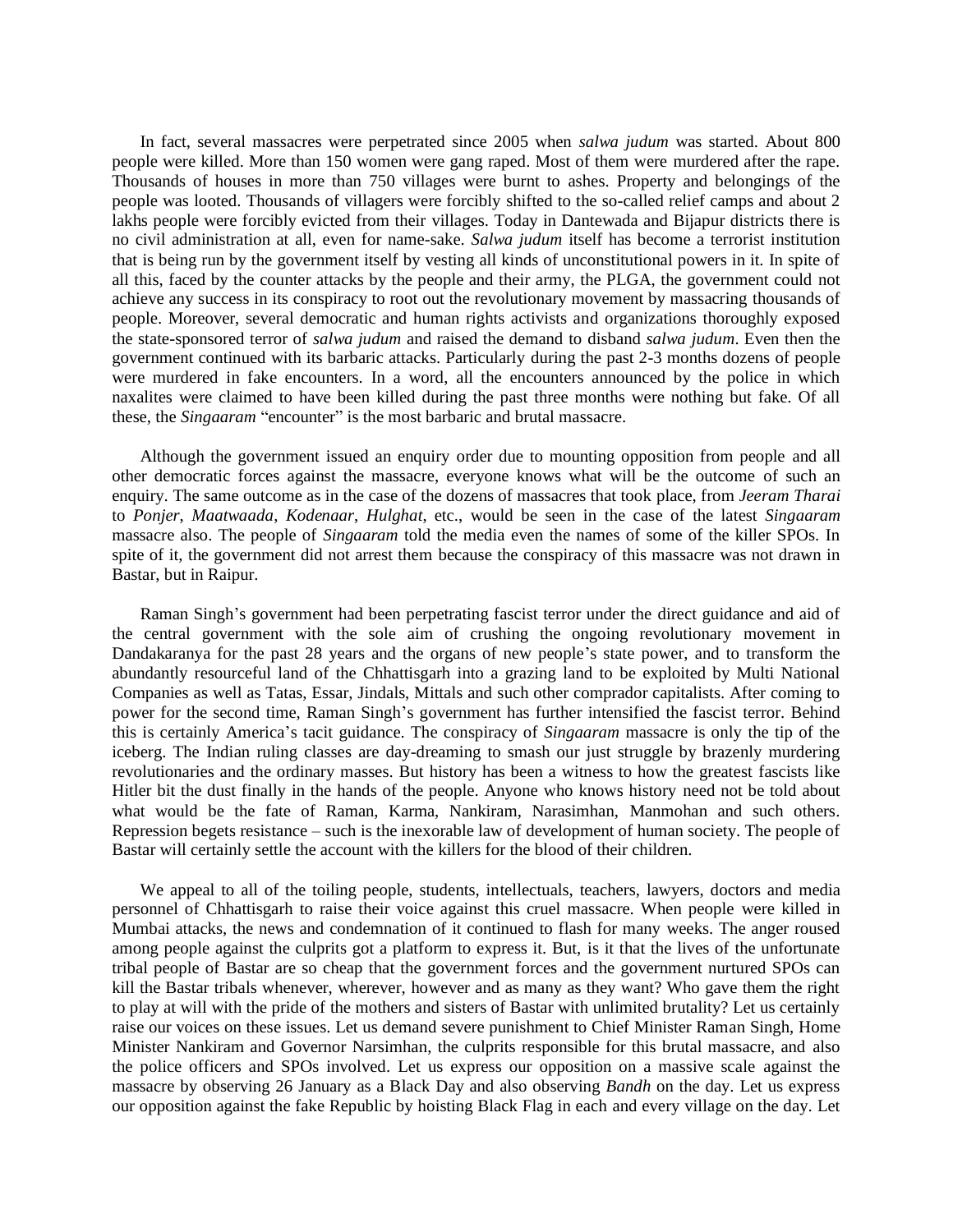In fact, several massacres were perpetrated since 2005 when *salwa judum* was started. About 800 people were killed. More than 150 women were gang raped. Most of them were murdered after the rape. Thousands of houses in more than 750 villages were burnt to ashes. Property and belongings of the people was looted. Thousands of villagers were forcibly shifted to the so-called relief camps and about 2 lakhs people were forcibly evicted from their villages. Today in Dantewada and Bijapur districts there is no civil administration at all, even for name-sake. *Salwa judum* itself has become a terrorist institution that is being run by the government itself by vesting all kinds of unconstitutional powers in it. In spite of all this, faced by the counter attacks by the people and their army, the PLGA, the government could not achieve any success in its conspiracy to root out the revolutionary movement by massacring thousands of people. Moreover, several democratic and human rights activists and organizations thoroughly exposed the state-sponsored terror of *salwa judum* and raised the demand to disband *salwa judum*. Even then the government continued with its barbaric attacks. Particularly during the past 2-3 months dozens of people were murdered in fake encounters. In a word, all the encounters announced by the police in which naxalites were claimed to have been killed during the past three months were nothing but fake. Of all these, the *Singaaram* "encounter" is the most barbaric and brutal massacre.

Although the government issued an enquiry order due to mounting opposition from people and all other democratic forces against the massacre, everyone knows what will be the outcome of such an enquiry. The same outcome as in the case of the dozens of massacres that took place, from *Jeeram Tharai* to *Ponjer*, *Maatwaada*, *Kodenaar*, *Hulghat*, etc., would be seen in the case of the latest *Singaaram* massacre also. The people of *Singaaram* told the media even the names of some of the killer SPOs. In spite of it, the government did not arrest them because the conspiracy of this massacre was not drawn in Bastar, but in Raipur.

Raman Singh's government had been perpetrating fascist terror under the direct guidance and aid of the central government with the sole aim of crushing the ongoing revolutionary movement in Dandakaranya for the past 28 years and the organs of new people's state power, and to transform the abundantly resourceful land of the Chhattisgarh into a grazing land to be exploited by Multi National Companies as well as Tatas, Essar, Jindals, Mittals and such other comprador capitalists. After coming to power for the second time, Raman Singh's government has further intensified the fascist terror. Behind this is certainly America's tacit guidance. The conspiracy of *Singaaram* massacre is only the tip of the iceberg. The Indian ruling classes are day-dreaming to smash our just struggle by brazenly murdering revolutionaries and the ordinary masses. But history has been a witness to how the greatest fascists like Hitler bit the dust finally in the hands of the people. Anyone who knows history need not be told about what would be the fate of Raman, Karma, Nankiram, Narasimhan, Manmohan and such others. Repression begets resistance – such is the inexorable law of development of human society. The people of Bastar will certainly settle the account with the killers for the blood of their children.

We appeal to all of the toiling people, students, intellectuals, teachers, lawyers, doctors and media personnel of Chhattisgarh to raise their voice against this cruel massacre. When people were killed in Mumbai attacks, the news and condemnation of it continued to flash for many weeks. The anger roused among people against the culprits got a platform to express it. But, is it that the lives of the unfortunate tribal people of Bastar are so cheap that the government forces and the government nurtured SPOs can kill the Bastar tribals whenever, wherever, however and as many as they want? Who gave them the right to play at will with the pride of the mothers and sisters of Bastar with unlimited brutality? Let us certainly raise our voices on these issues. Let us demand severe punishment to Chief Minister Raman Singh, Home Minister Nankiram and Governor Narsimhan, the culprits responsible for this brutal massacre, and also the police officers and SPOs involved. Let us express our opposition on a massive scale against the massacre by observing 26 January as a Black Day and also observing *Bandh* on the day. Let us express our opposition against the fake Republic by hoisting Black Flag in each and every village on the day. Let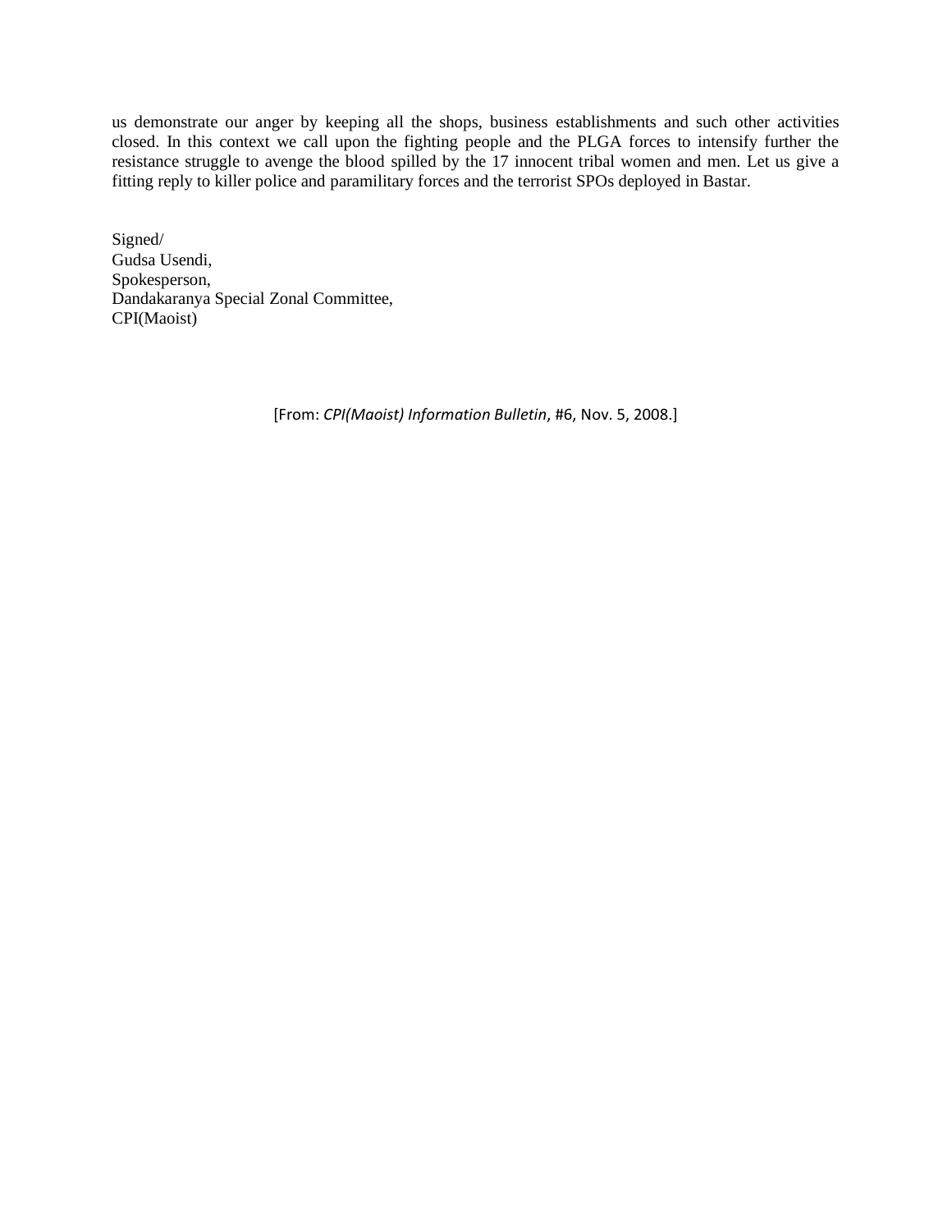us demonstrate our anger by keeping all the shops, business establishments and such other activities closed. In this context we call upon the fighting people and the PLGA forces to intensify further the resistance struggle to avenge the blood spilled by the 17 innocent tribal women and men. Let us give a fitting reply to killer police and paramilitary forces and the terrorist SPOs deployed in Bastar.

Signed/  
Gudsa Usendi,  
Spokesperson,  
Dandakaranya Special Zonal Committee,  
CPI(Maoist)

[From: *CPI(Maoist) Information Bulletin*, #6, Nov. 5, 2008.]